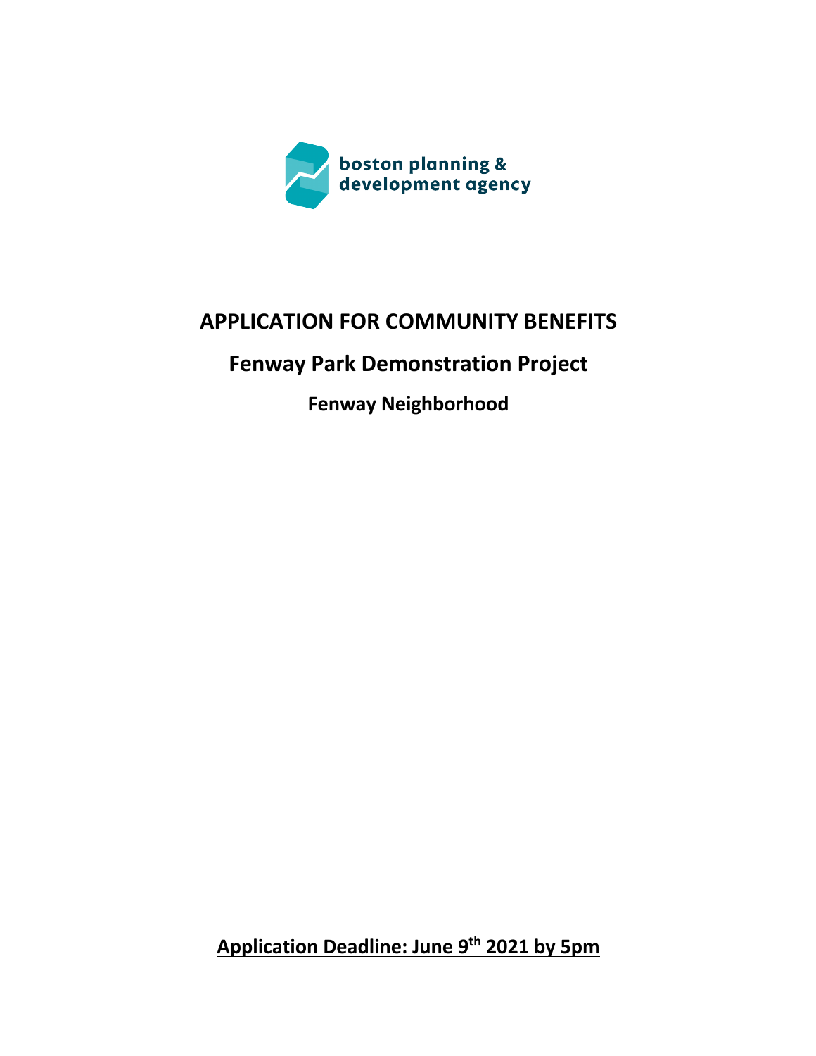boston planning & development agency

# APPLICATION FOR COMMUNITY BENEFITS

## Fenway Park Demonstration Project

### Fenway Neighborhood

**Application Deadline: June 9th 2021 by 5pm**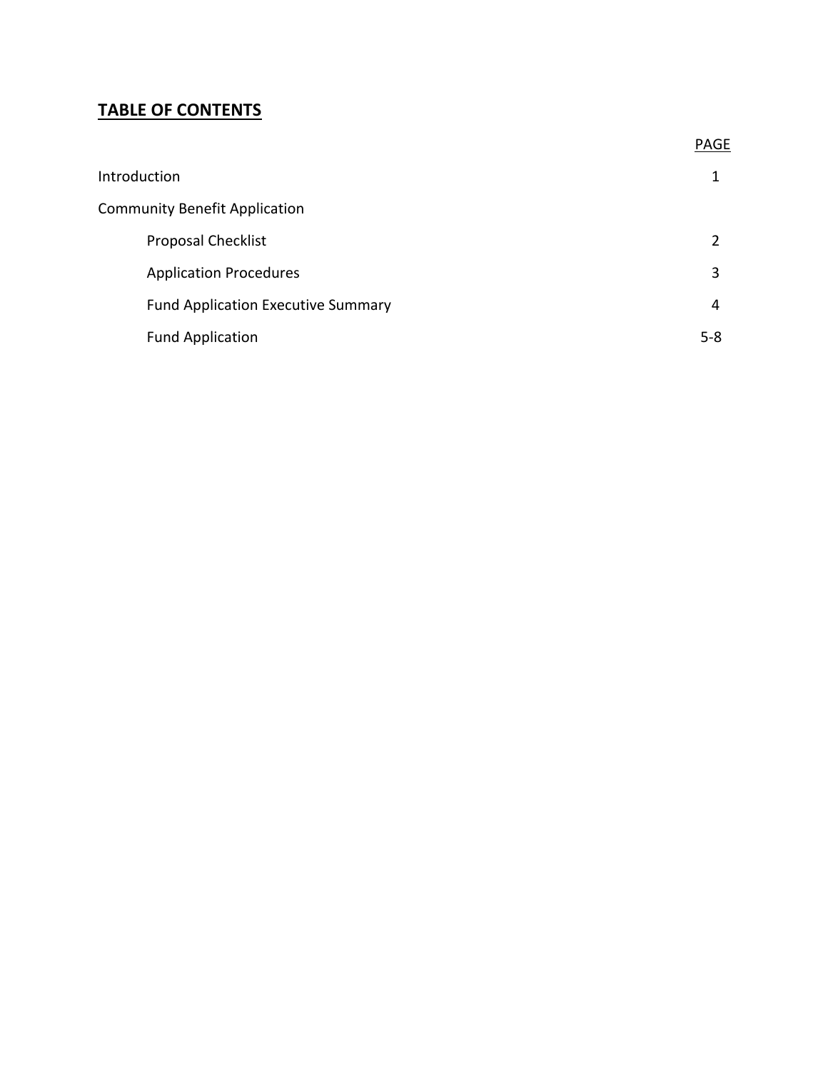# TABLE OF CONTENTS

| | PAGE |
|---|---|
| Introduction | 1 |
| Community Benefit Application | |
| Proposal Checklist | 2 |
| Application Procedures | 3 |
| Fund Application Executive Summary | 4 |
| Fund Application | 5-8 |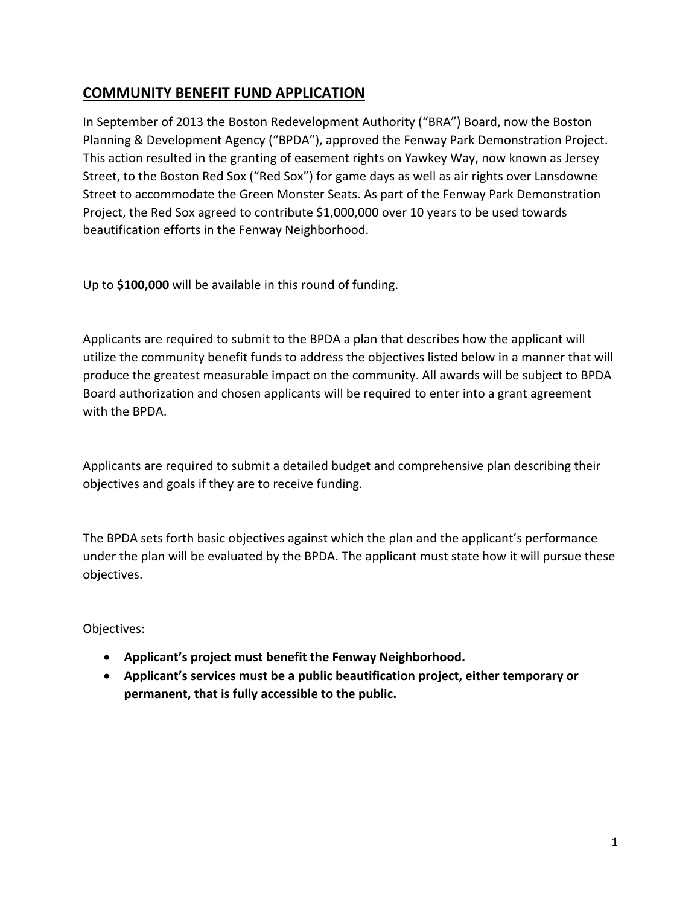## COMMUNITY BENEFIT FUND APPLICATION

In September of 2013 the Boston Redevelopment Authority ("BRA") Board, now the Boston Planning & Development Agency ("BPDA"), approved the Fenway Park Demonstration Project. This action resulted in the granting of easement rights on Yawkey Way, now known as Jersey Street, to the Boston Red Sox ("Red Sox") for game days as well as air rights over Lansdowne Street to accommodate the Green Monster Seats. As part of the Fenway Park Demonstration Project, the Red Sox agreed to contribute $1,000,000 over 10 years to be used towards beautification efforts in the Fenway Neighborhood.

Up to **$100,000** will be available in this round of funding.

Applicants are required to submit to the BPDA a plan that describes how the applicant will utilize the community benefit funds to address the objectives listed below in a manner that will produce the greatest measurable impact on the community. All awards will be subject to BPDA Board authorization and chosen applicants will be required to enter into a grant agreement with the BPDA.

Applicants are required to submit a detailed budget and comprehensive plan describing their objectives and goals if they are to receive funding.

The BPDA sets forth basic objectives against which the plan and the applicant's performance under the plan will be evaluated by the BPDA. The applicant must state how it will pursue these objectives.

Objectives:

- **Applicant's project must benefit the Fenway Neighborhood.**
- **Applicant's services must be a public beautification project, either temporary or permanent, that is fully accessible to the public.**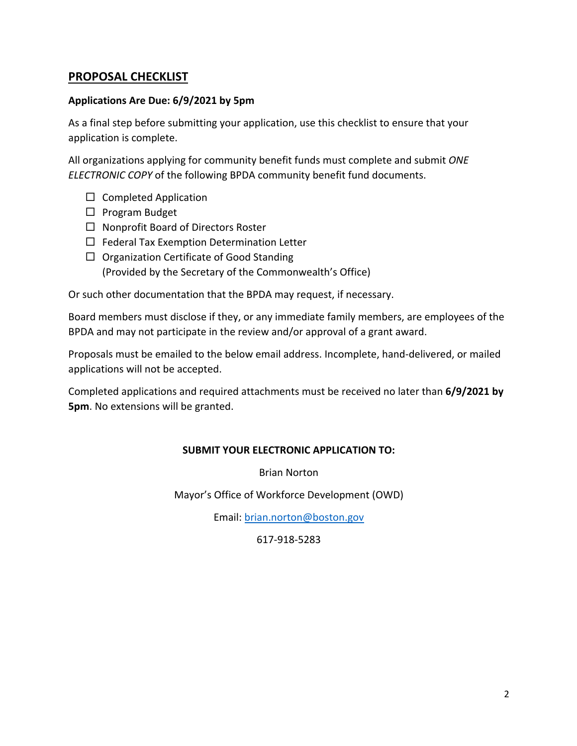## PROPOSAL CHECKLIST

**Applications Are Due: 6/9/2021 by 5pm**

As a final step before submitting your application, use this checklist to ensure that your application is complete.

All organizations applying for community benefit funds must complete and submit *ONE ELECTRONIC COPY* of the following BPDA community benefit fund documents.

- ☐ Completed Application
- ☐ Program Budget
- ☐ Nonprofit Board of Directors Roster
- ☐ Federal Tax Exemption Determination Letter
- ☐ Organization Certificate of Good Standing (Provided by the Secretary of the Commonwealth's Office)

Or such other documentation that the BPDA may request, if necessary.

Board members must disclose if they, or any immediate family members, are employees of the BPDA and may not participate in the review and/or approval of a grant award.

Proposals must be emailed to the below email address. Incomplete, hand-delivered, or mailed applications will not be accepted.

Completed applications and required attachments must be received no later than **6/9/2021 by 5pm**. No extensions will be granted.

**SUBMIT YOUR ELECTRONIC APPLICATION TO:**

Brian Norton

Mayor's Office of Workforce Development (OWD)

Email: brian.norton@boston.gov

617-918-5283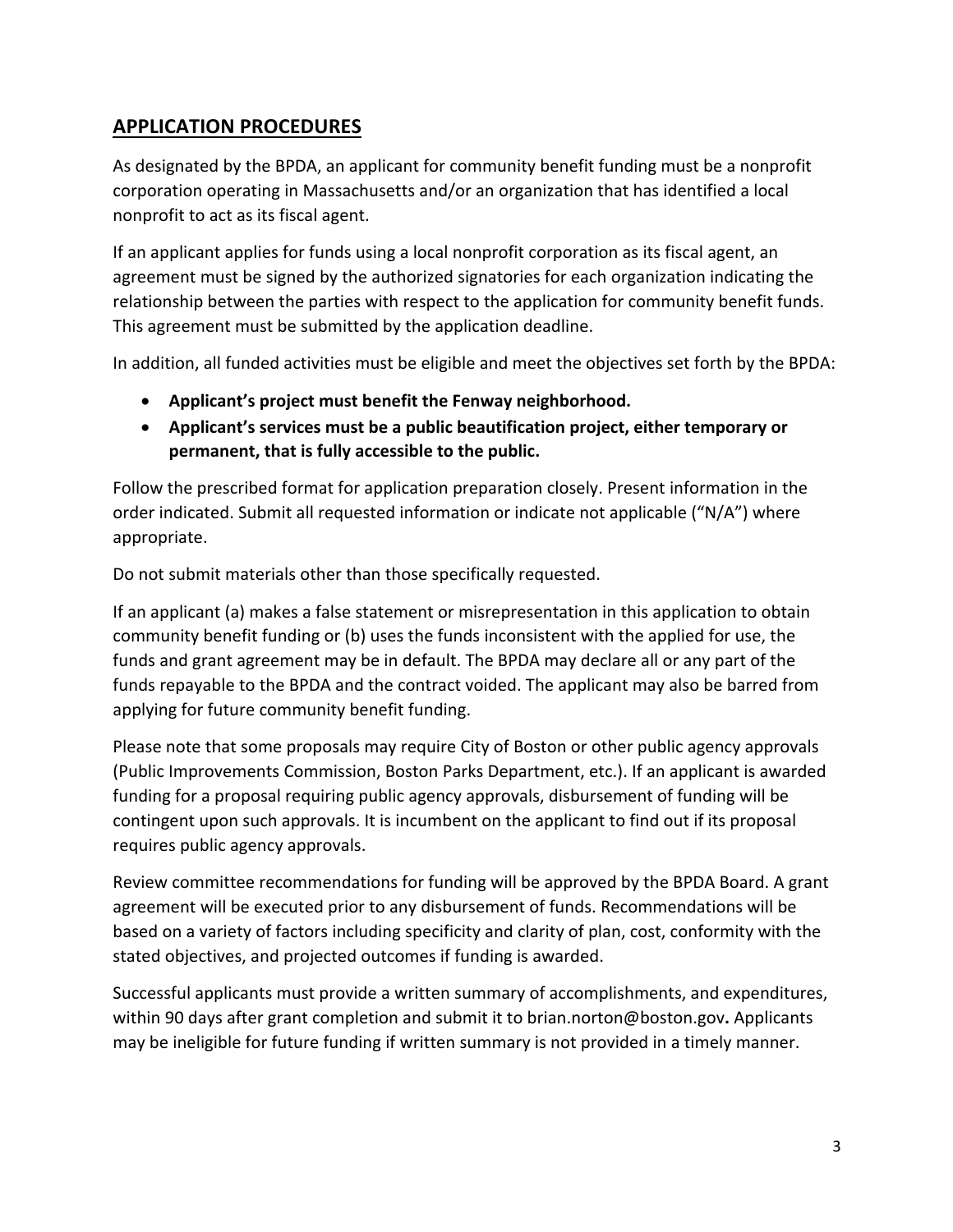## APPLICATION PROCEDURES

As designated by the BPDA, an applicant for community benefit funding must be a nonprofit corporation operating in Massachusetts and/or an organization that has identified a local nonprofit to act as its fiscal agent.

If an applicant applies for funds using a local nonprofit corporation as its fiscal agent, an agreement must be signed by the authorized signatories for each organization indicating the relationship between the parties with respect to the application for community benefit funds. This agreement must be submitted by the application deadline.

In addition, all funded activities must be eligible and meet the objectives set forth by the BPDA:

- **Applicant's project must benefit the Fenway neighborhood.**
- **Applicant's services must be a public beautification project, either temporary or permanent, that is fully accessible to the public.**

Follow the prescribed format for application preparation closely. Present information in the order indicated. Submit all requested information or indicate not applicable ("N/A") where appropriate.

Do not submit materials other than those specifically requested.

If an applicant (a) makes a false statement or misrepresentation in this application to obtain community benefit funding or (b) uses the funds inconsistent with the applied for use, the funds and grant agreement may be in default. The BPDA may declare all or any part of the funds repayable to the BPDA and the contract voided. The applicant may also be barred from applying for future community benefit funding.

Please note that some proposals may require City of Boston or other public agency approvals (Public Improvements Commission, Boston Parks Department, etc.). If an applicant is awarded funding for a proposal requiring public agency approvals, disbursement of funding will be contingent upon such approvals. It is incumbent on the applicant to find out if its proposal requires public agency approvals.

Review committee recommendations for funding will be approved by the BPDA Board. A grant agreement will be executed prior to any disbursement of funds. Recommendations will be based on a variety of factors including specificity and clarity of plan, cost, conformity with the stated objectives, and projected outcomes if funding is awarded.

Successful applicants must provide a written summary of accomplishments, and expenditures, within 90 days after grant completion and submit it to brian.norton@boston.gov**.** Applicants may be ineligible for future funding if written summary is not provided in a timely manner.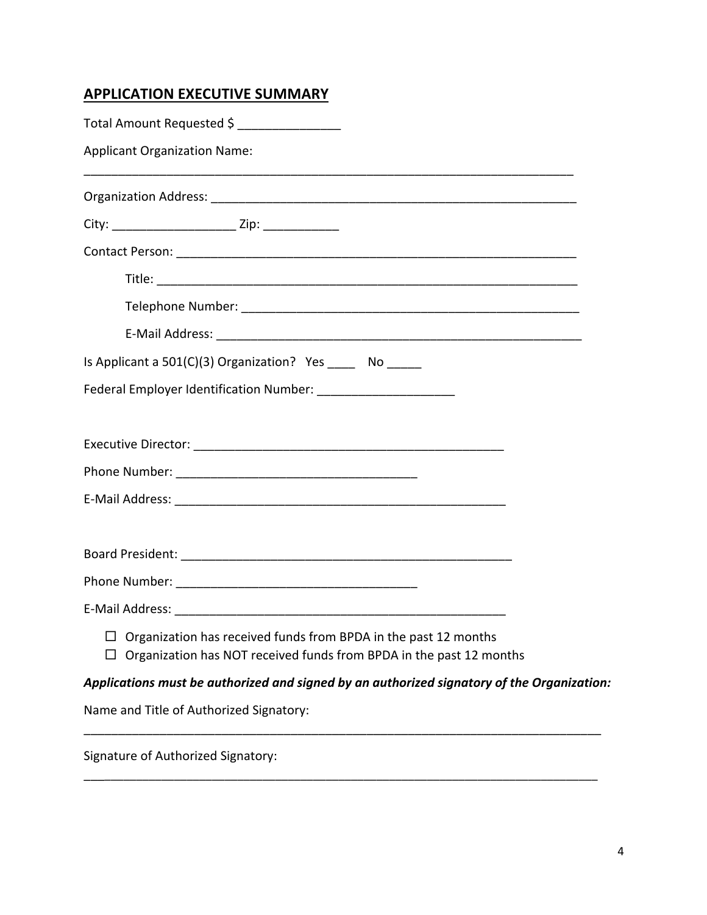## APPLICATION EXECUTIVE SUMMARY

Total Amount Requested $ _______________

Applicant Organization Name:

___________________________________________________________________________

Organization Address: _______________________________________________________

City: __________________ Zip: ___________

Contact Person: _____________________________________________________________

Title: _______________________________________________________________

Telephone Number: ________________________________________________

E-Mail Address: ___________________________________________________

Is Applicant a 501(C)(3) Organization?   Yes ____   No _____

Federal Employer Identification Number: ____________________

Executive Director: _______________________________________________

Phone Number: ___________________________________

E-Mail Address: __________________________________________________

Board President: __________________________________________________

Phone Number: ___________________________________

E-Mail Address: __________________________________________________

- ☐ Organization has received funds from BPDA in the past 12 months
- ☐ Organization has NOT received funds from BPDA in the past 12 months

***Applications must be authorized and signed by an authorized signatory of the Organization:***

Name and Title of Authorized Signatory:

_______________________________________________________________________________

Signature of Authorized Signatory:

_______________________________________________________________________________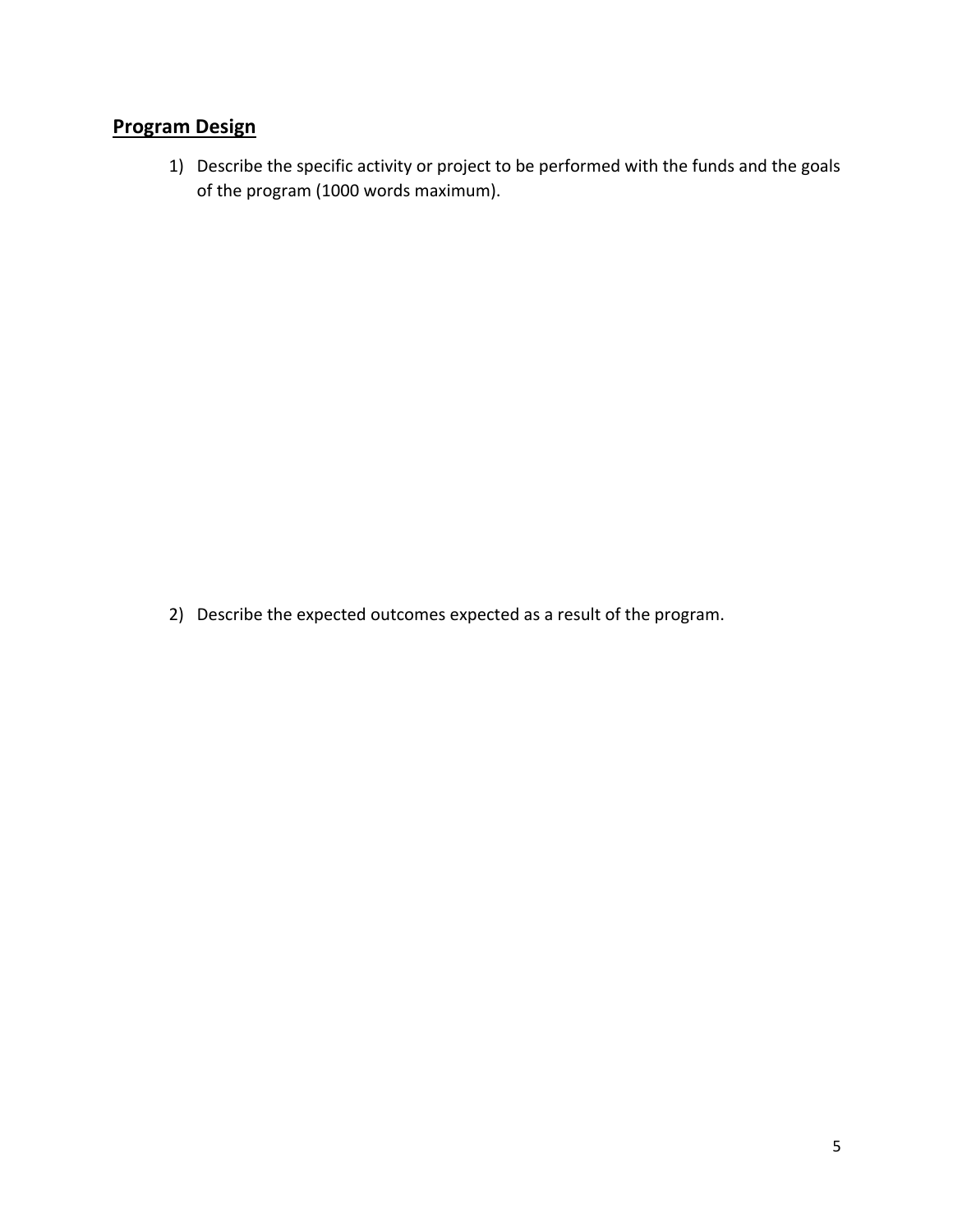## Program Design

1) Describe the specific activity or project to be performed with the funds and the goals of the program (1000 words maximum).

2) Describe the expected outcomes expected as a result of the program.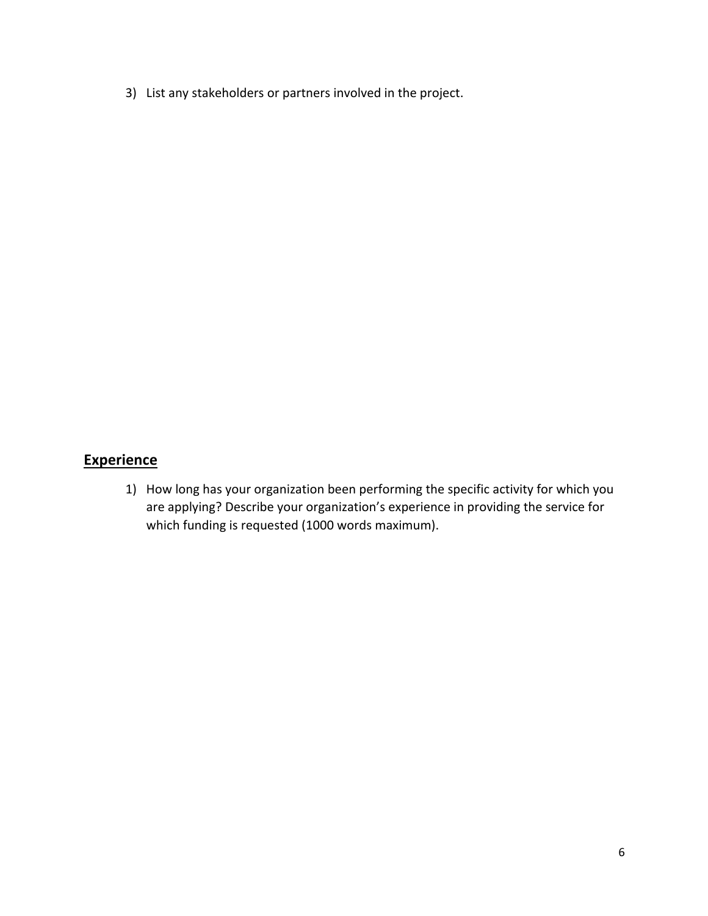3) List any stakeholders or partners involved in the project.

## Experience

1) How long has your organization been performing the specific activity for which you are applying? Describe your organization's experience in providing the service for which funding is requested (1000 words maximum).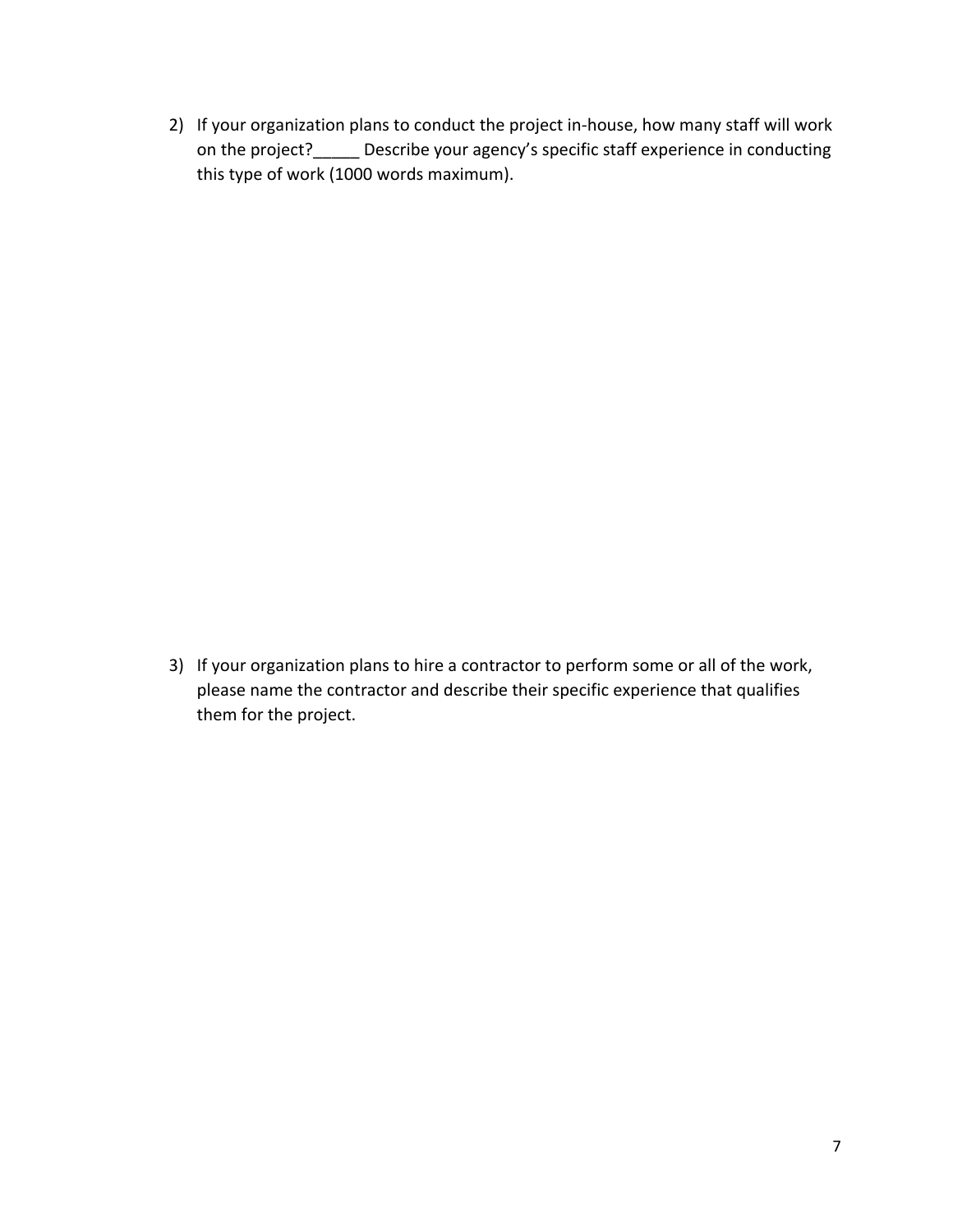2) If your organization plans to conduct the project in-house, how many staff will work on the project?_____ Describe your agency's specific staff experience in conducting this type of work (1000 words maximum).

3) If your organization plans to hire a contractor to perform some or all of the work, please name the contractor and describe their specific experience that qualifies them for the project.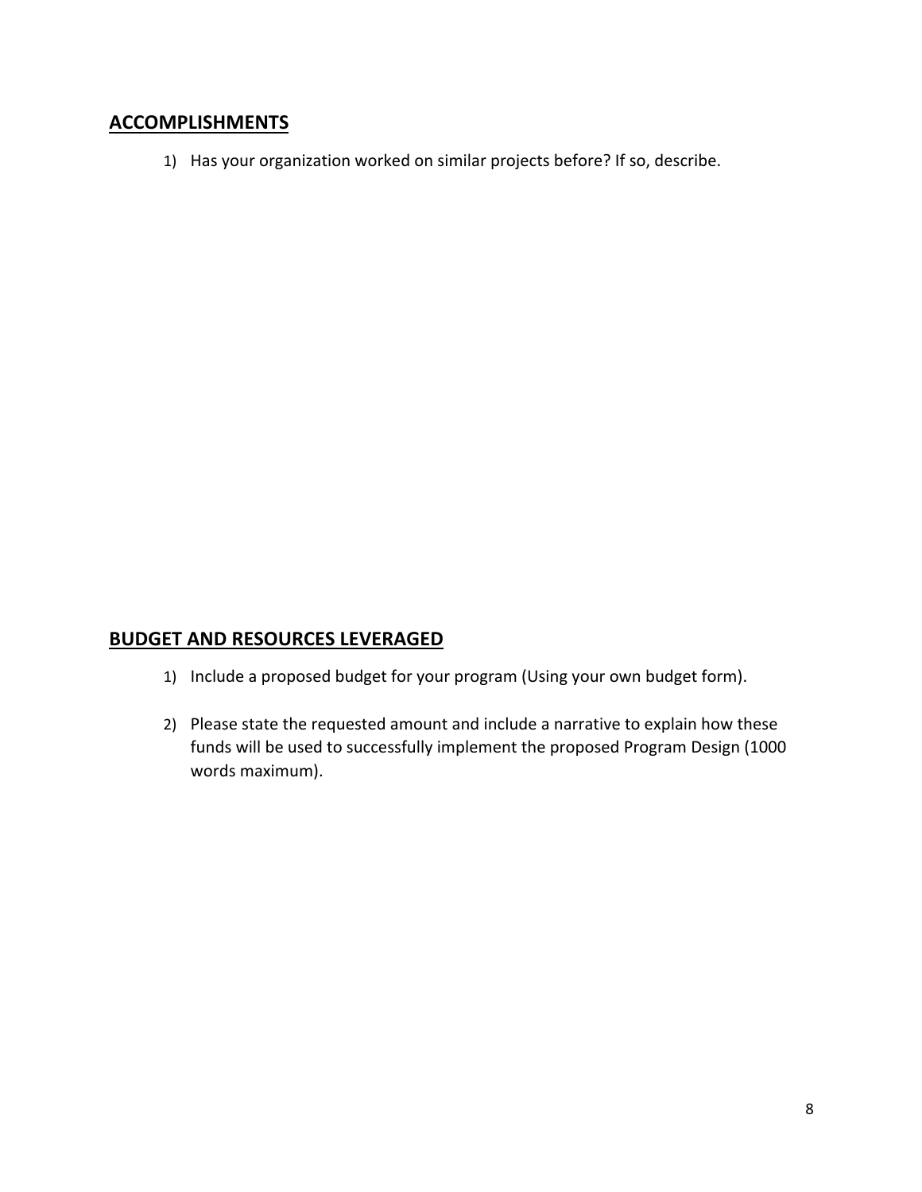## ACCOMPLISHMENTS

1) Has your organization worked on similar projects before? If so, describe.

## BUDGET AND RESOURCES LEVERAGED

1) Include a proposed budget for your program (Using your own budget form).

2) Please state the requested amount and include a narrative to explain how these funds will be used to successfully implement the proposed Program Design (1000 words maximum).